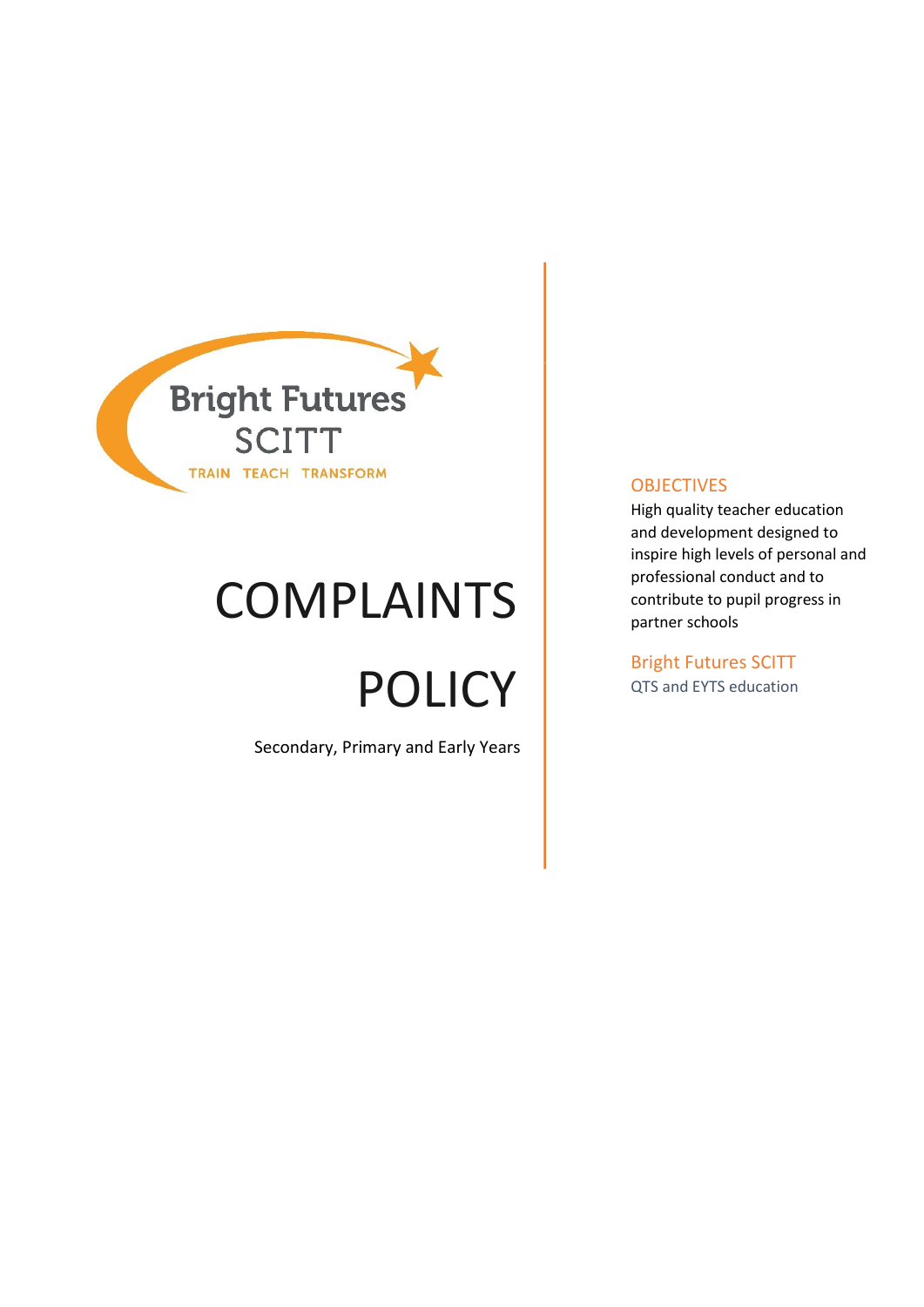Bright Futures SCITT

TRAIN TEACH TRANSFORM

# COMPLAINTS POLICY

Secondary, Primary and Early Years

## OBJECTIVES

High quality teacher education and development designed to inspire high levels of personal and professional conduct and to contribute to pupil progress in partner schools

Bright Futures SCITT

QTS and EYTS education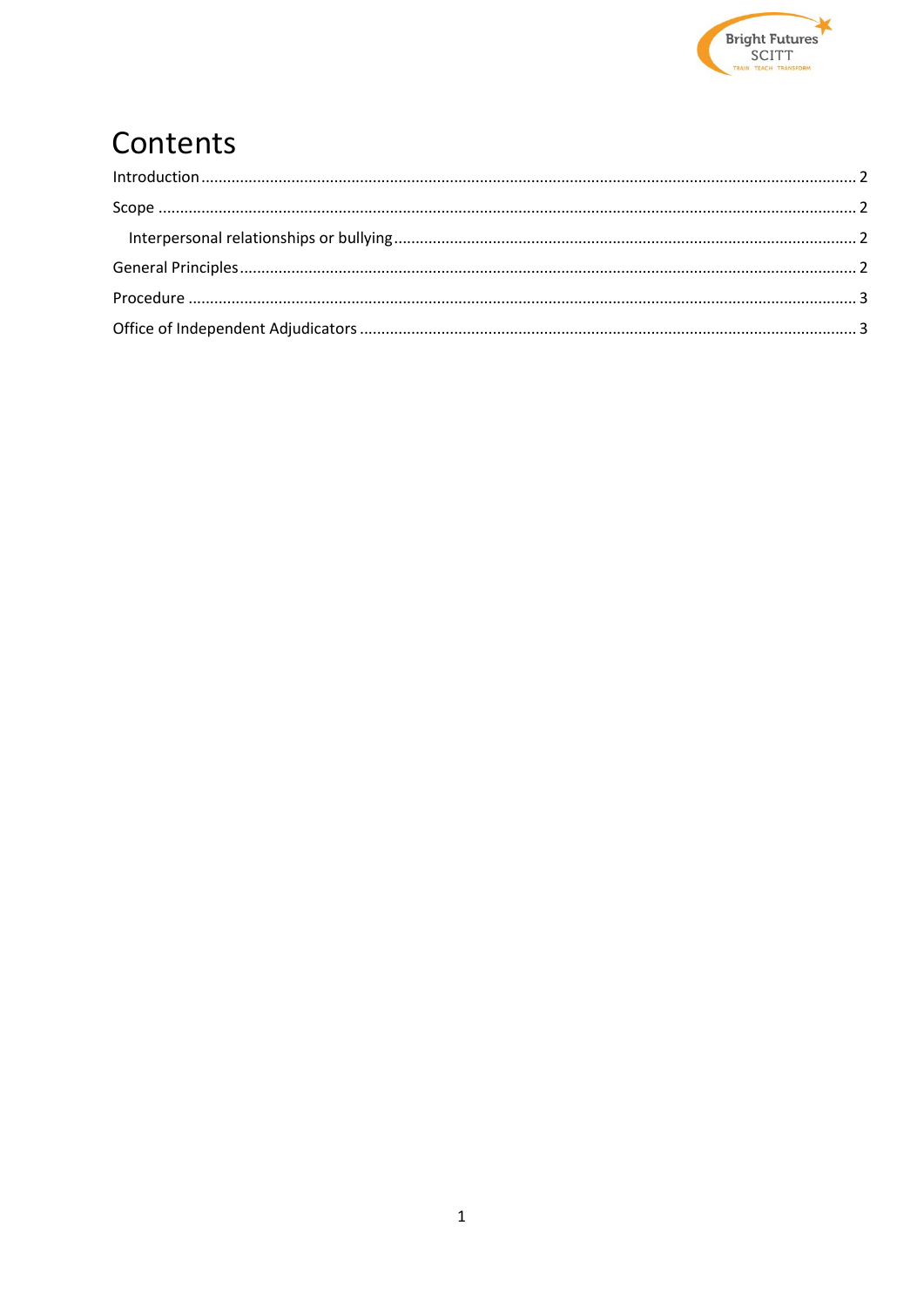# Contents

Introduction ..... 2

Scope ..... 2

- Interpersonal relationships or bullying ..... 2

General Principles ..... 2

Procedure ..... 3

Office of Independent Adjudicators ..... 3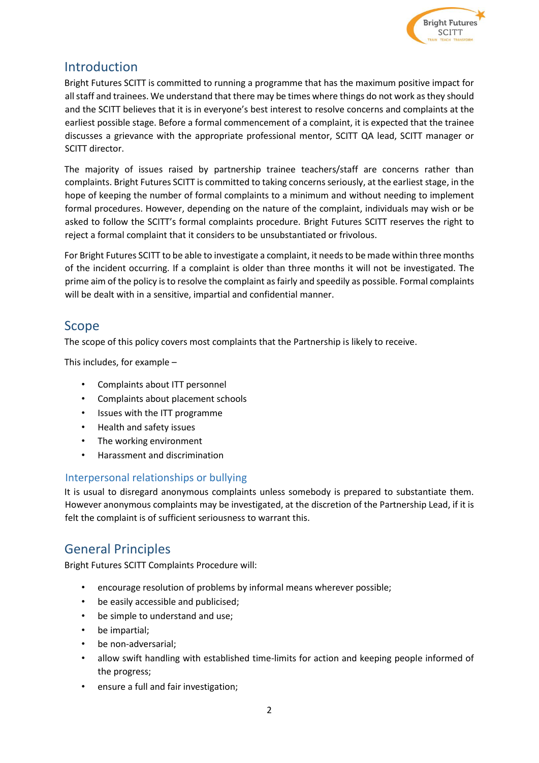## Introduction

Bright Futures SCITT is committed to running a programme that has the maximum positive impact for all staff and trainees. We understand that there may be times where things do not work as they should and the SCITT believes that it is in everyone's best interest to resolve concerns and complaints at the earliest possible stage. Before a formal commencement of a complaint, it is expected that the trainee discusses a grievance with the appropriate professional mentor, SCITT QA lead, SCITT manager or SCITT director.

The majority of issues raised by partnership trainee teachers/staff are concerns rather than complaints. Bright Futures SCITT is committed to taking concerns seriously, at the earliest stage, in the hope of keeping the number of formal complaints to a minimum and without needing to implement formal procedures. However, depending on the nature of the complaint, individuals may wish or be asked to follow the SCITT's formal complaints procedure. Bright Futures SCITT reserves the right to reject a formal complaint that it considers to be unsubstantiated or frivolous.

For Bright Futures SCITT to be able to investigate a complaint, it needs to be made within three months of the incident occurring. If a complaint is older than three months it will not be investigated. The prime aim of the policy is to resolve the complaint as fairly and speedily as possible. Formal complaints will be dealt with in a sensitive, impartial and confidential manner.

## Scope

The scope of this policy covers most complaints that the Partnership is likely to receive.

This includes, for example –

- Complaints about ITT personnel
- Complaints about placement schools
- Issues with the ITT programme
- Health and safety issues
- The working environment
- Harassment and discrimination

### Interpersonal relationships or bullying

It is usual to disregard anonymous complaints unless somebody is prepared to substantiate them. However anonymous complaints may be investigated, at the discretion of the Partnership Lead, if it is felt the complaint is of sufficient seriousness to warrant this.

## General Principles

Bright Futures SCITT Complaints Procedure will:

- encourage resolution of problems by informal means wherever possible;
- be easily accessible and publicised;
- be simple to understand and use;
- be impartial;
- be non-adversarial;
- allow swift handling with established time-limits for action and keeping people informed of the progress;
- ensure a full and fair investigation;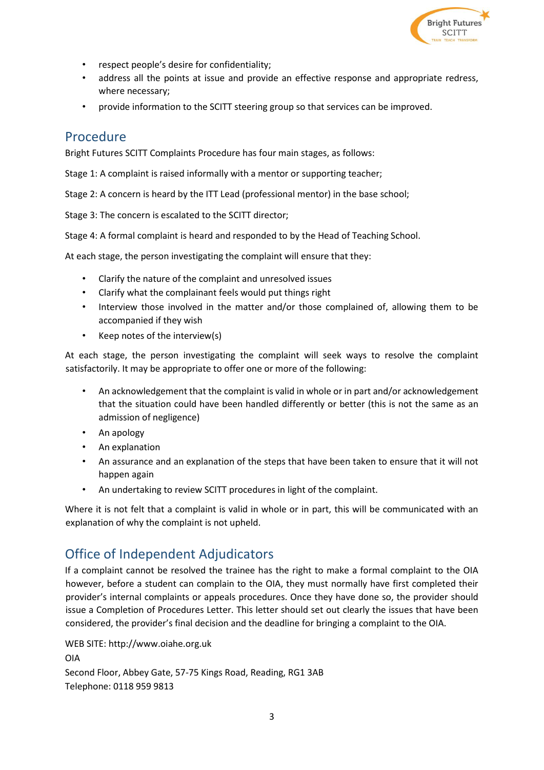- respect people's desire for confidentiality;
- address all the points at issue and provide an effective response and appropriate redress, where necessary;
- provide information to the SCITT steering group so that services can be improved.

## Procedure

Bright Futures SCITT Complaints Procedure has four main stages, as follows:

Stage 1: A complaint is raised informally with a mentor or supporting teacher;

Stage 2: A concern is heard by the ITT Lead (professional mentor) in the base school;

Stage 3: The concern is escalated to the SCITT director;

Stage 4: A formal complaint is heard and responded to by the Head of Teaching School.

At each stage, the person investigating the complaint will ensure that they:

- Clarify the nature of the complaint and unresolved issues
- Clarify what the complainant feels would put things right
- Interview those involved in the matter and/or those complained of, allowing them to be accompanied if they wish
- Keep notes of the interview(s)

At each stage, the person investigating the complaint will seek ways to resolve the complaint satisfactorily. It may be appropriate to offer one or more of the following:

- An acknowledgement that the complaint is valid in whole or in part and/or acknowledgement that the situation could have been handled differently or better (this is not the same as an admission of negligence)
- An apology
- An explanation
- An assurance and an explanation of the steps that have been taken to ensure that it will not happen again
- An undertaking to review SCITT procedures in light of the complaint.

Where it is not felt that a complaint is valid in whole or in part, this will be communicated with an explanation of why the complaint is not upheld.

## Office of Independent Adjudicators

If a complaint cannot be resolved the trainee has the right to make a formal complaint to the OIA however, before a student can complain to the OIA, they must normally have first completed their provider's internal complaints or appeals procedures. Once they have done so, the provider should issue a Completion of Procedures Letter. This letter should set out clearly the issues that have been considered, the provider's final decision and the deadline for bringing a complaint to the OIA.

WEB SITE: http://www.oiahe.org.uk

OIA

Second Floor, Abbey Gate, 57-75 Kings Road, Reading, RG1 3AB

Telephone: 0118 959 9813